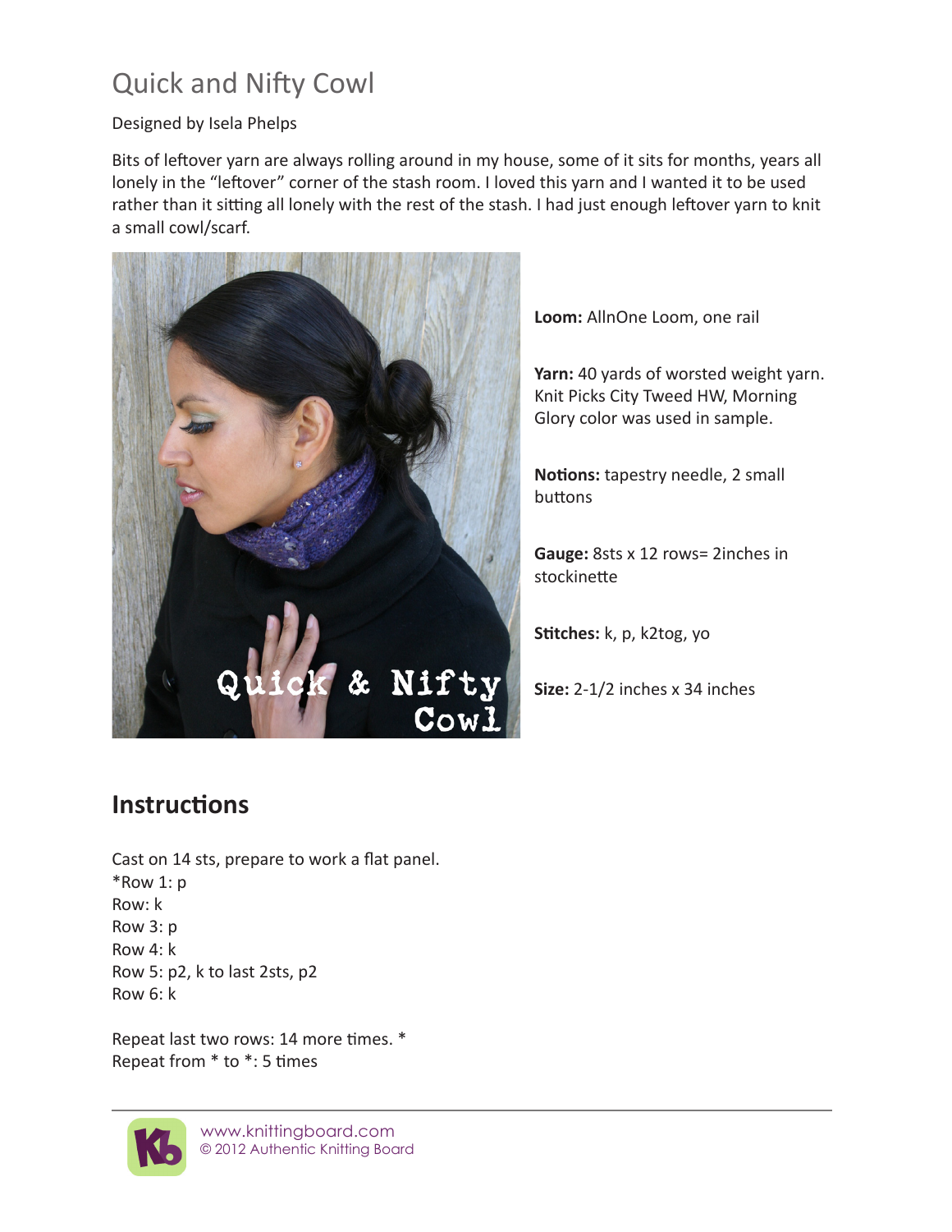# Quick and Nifty Cowl

Designed by Isela Phelps

Bits of leftover yarn are always rolling around in my house, some of it sits for months, years all lonely in the "leftover" corner of the stash room. I loved this yarn and I wanted it to be used rather than it sitting all lonely with the rest of the stash. I had just enough leftover yarn to knit a small cowl/scarf.

**Loom:** AllnOne Loom, one rail

**Yarn:** 40 yards of worsted weight yarn. Knit Picks City Tweed HW, Morning Glory color was used in sample.

**Notions:** tapestry needle, 2 small buttons

**Gauge:** 8sts x 12 rows= 2inches in stockinette

**Stitches:** k, p, k2tog, yo

**Size:** 2-1/2 inches x 34 inches

## Instructions

Cast on 14 sts, prepare to work a flat panel.  
*Row 1: p  
Row: k  
Row 3: p  
Row 4: k  
Row 5: p2, k to last 2sts, p2  
Row 6: k

Repeat last two rows: 14 more times. *  
Repeat from * to *: 5 times

www.knittingboard.com  
© 2012 Authentic Knitting Board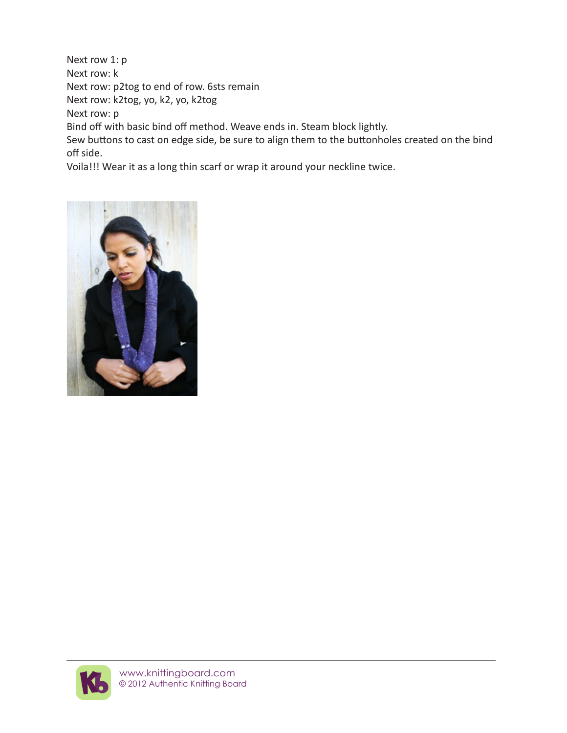Next row 1: p
Next row: k
Next row: p2tog to end of row. 6sts remain
Next row: k2tog, yo, k2, yo, k2tog
Next row: p
Bind off with basic bind off method. Weave ends in. Steam block lightly.
Sew buttons to cast on edge side, be sure to align them to the buttonholes created on the bind off side.
Voila!!! Wear it as a long thin scarf or wrap it around your neckline twice.